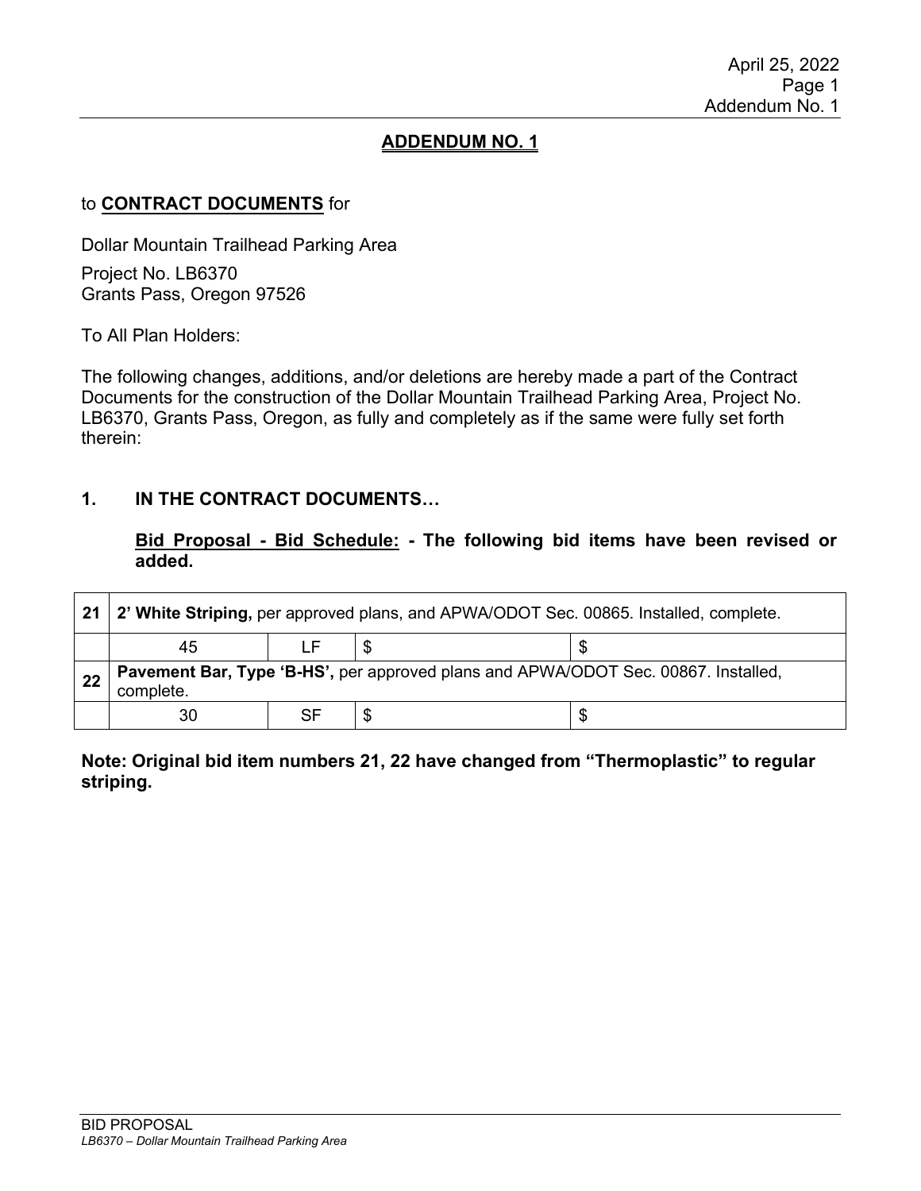April 25, 2022
Addendum No. 1

## ADDENDUM NO. 1

to **CONTRACT DOCUMENTS** for

Dollar Mountain Trailhead Parking Area

Project No. LB6370
Grants Pass, Oregon 97526

To All Plan Holders:

The following changes, additions, and/or deletions are hereby made a part of the Contract Documents for the construction of the Dollar Mountain Trailhead Parking Area, Project No. LB6370, Grants Pass, Oregon, as fully and completely as if the same were fully set forth therein:

### 1. IN THE CONTRACT DOCUMENTS…

**Bid Proposal - Bid Schedule: - The following bid items have been revised or added.**

| | | | | |
|---|---|---|---|---|
| **21** | **2' White Striping,** per approved plans, and APWA/ODOT Sec. 00865. Installed, complete. | | | |
| | 45 | LF | $ | $ |
| **22** | **Pavement Bar, Type 'B-HS',** per approved plans and APWA/ODOT Sec. 00867. Installed, complete. | | | |
| | 30 | SF | $ | $ |

**Note: Original bid item numbers 21, 22 have changed from "Thermoplastic" to regular striping.**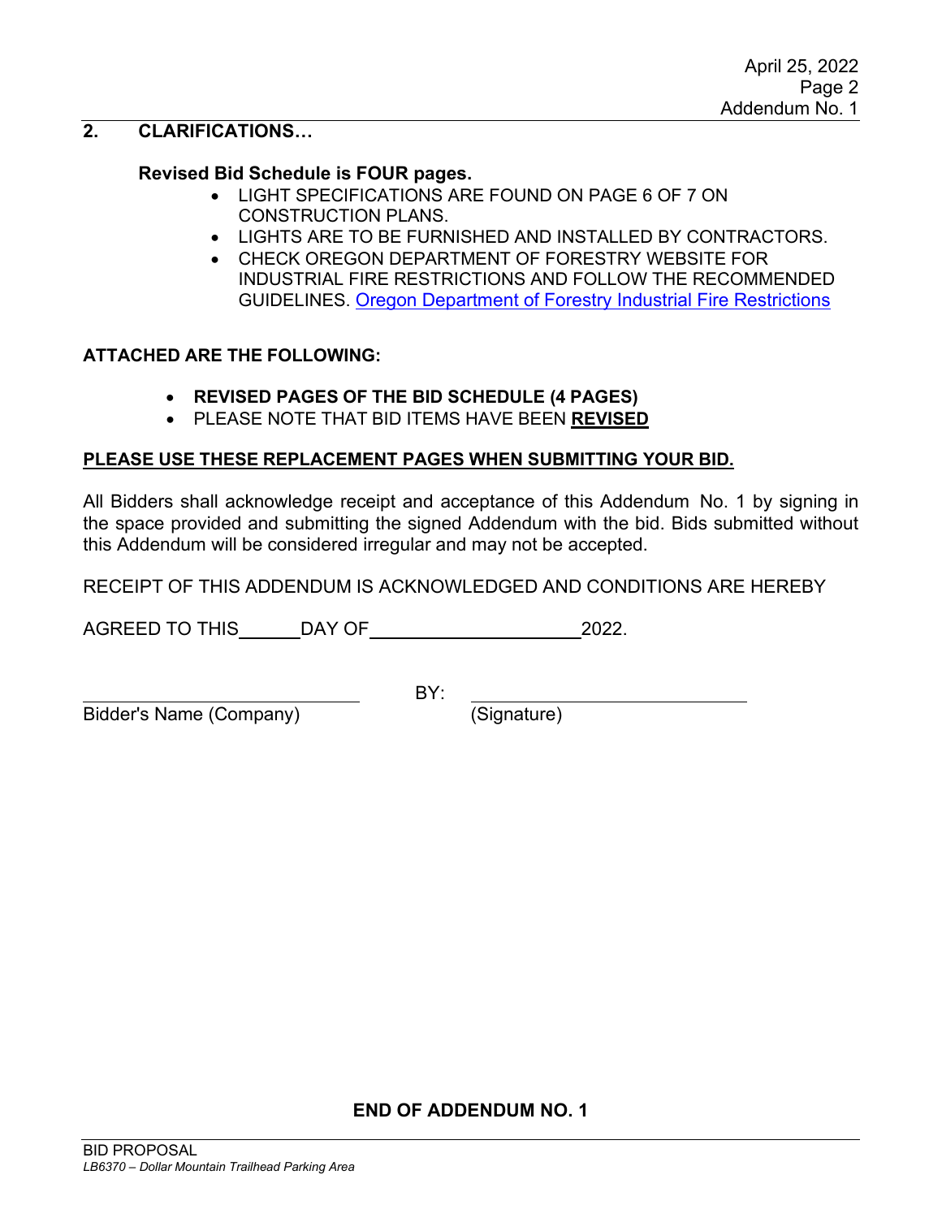## 2. CLARIFICATIONS…

**Revised Bid Schedule is FOUR pages.**

- LIGHT SPECIFICATIONS ARE FOUND ON PAGE 6 OF 7 ON CONSTRUCTION PLANS.
- LIGHTS ARE TO BE FURNISHED AND INSTALLED BY CONTRACTORS.
- CHECK OREGON DEPARTMENT OF FORESTRY WEBSITE FOR INDUSTRIAL FIRE RESTRICTIONS AND FOLLOW THE RECOMMENDED GUIDELINES. Oregon Department of Forestry Industrial Fire Restrictions

**ATTACHED ARE THE FOLLOWING:**

- **REVISED PAGES OF THE BID SCHEDULE (4 PAGES)**
- PLEASE NOTE THAT BID ITEMS HAVE BEEN **REVISED**

**PLEASE USE THESE REPLACEMENT PAGES WHEN SUBMITTING YOUR BID.**

All Bidders shall acknowledge receipt and acceptance of this Addendum No. 1 by signing in the space provided and submitting the signed Addendum with the bid. Bids submitted without this Addendum will be considered irregular and may not be accepted.

RECEIPT OF THIS ADDENDUM IS ACKNOWLEDGED AND CONDITIONS ARE HEREBY

AGREED TO THIS ______ DAY OF ____________________ 2022.

_________________________ BY: _________________________

Bidder's Name (Company) (Signature)

**END OF ADDENDUM NO. 1**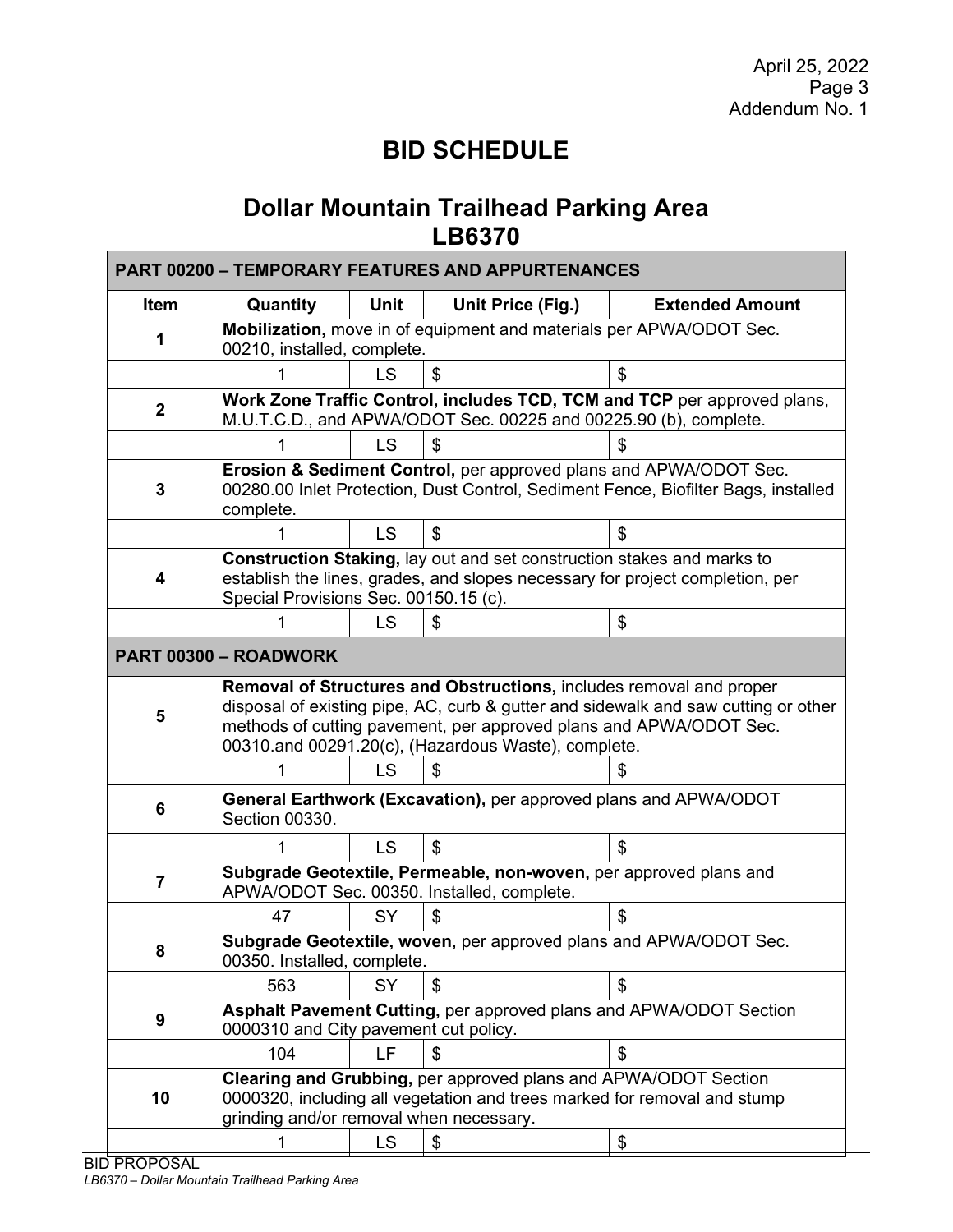# BID SCHEDULE

## Dollar Mountain Trailhead Parking Area
## LB6370

| Item | Quantity | Unit | Unit Price (Fig.) | Extended Amount |
|---|---|---|---|---|
| **PART 00200 – TEMPORARY FEATURES AND APPURTENANCES** | | | | |
| **1** | **Mobilization,** move in of equipment and materials per APWA/ODOT Sec. 00210, installed, complete. | | | |
| | 1 | LS | $ | $ |
| **2** | **Work Zone Traffic Control, includes TCD, TCM and TCP** per approved plans, M.U.T.C.D., and APWA/ODOT Sec. 00225 and 00225.90 (b), complete. | | | |
| | 1 | LS | $ | $ |
| **3** | **Erosion & Sediment Control,** per approved plans and APWA/ODOT Sec. 00280.00 Inlet Protection, Dust Control, Sediment Fence, Biofilter Bags, installed complete. | | | |
| | 1 | LS | $ | $ |
| **4** | **Construction Staking,** lay out and set construction stakes and marks to establish the lines, grades, and slopes necessary for project completion, per Special Provisions Sec. 00150.15 (c). | | | |
| | 1 | LS | $ | $ |
| **PART 00300 – ROADWORK** | | | | |
| **5** | **Removal of Structures and Obstructions,** includes removal and proper disposal of existing pipe, AC, curb & gutter and sidewalk and saw cutting or other methods of cutting pavement, per approved plans and APWA/ODOT Sec. 00310.and 00291.20(c), (Hazardous Waste), complete. | | | |
| | 1 | LS | $ | $ |
| **6** | **General Earthwork (Excavation),** per approved plans and APWA/ODOT Section 00330. | | | |
| | 1 | LS | $ | $ |
| **7** | **Subgrade Geotextile, Permeable, non-woven,** per approved plans and APWA/ODOT Sec. 00350. Installed, complete. | | | |
| | 47 | SY | $ | $ |
| **8** | **Subgrade Geotextile, woven,** per approved plans and APWA/ODOT Sec. 00350. Installed, complete. | | | |
| | 563 | SY | $ | $ |
| **9** | **Asphalt Pavement Cutting,** per approved plans and APWA/ODOT Section 0000310 and City pavement cut policy. | | | |
| | 104 | LF | $ | $ |
| **10** | **Clearing and Grubbing,** per approved plans and APWA/ODOT Section 0000320, including all vegetation and trees marked for removal and stump grinding and/or removal when necessary. | | | |
| | 1 | LS | $ | $ |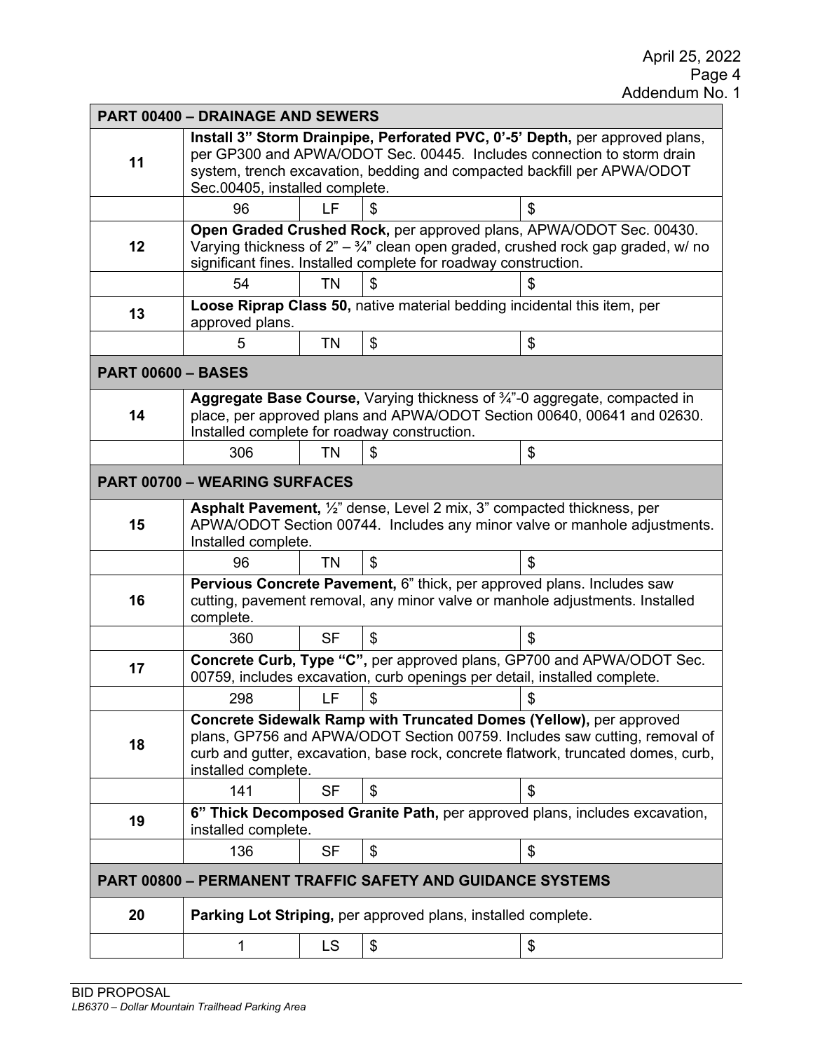| | | | | |
|---|---|---|---|---|
| **PART 00400 – DRAINAGE AND SEWERS** | | | | |
| **11** | **Install 3" Storm Drainpipe, Perforated PVC, 0'-5' Depth,** per approved plans, per GP300 and APWA/ODOT Sec. 00445. Includes connection to storm drain system, trench excavation, bedding and compacted backfill per APWA/ODOT Sec.00405, installed complete. | | | |
| | 96 | LF | $ | $ |
| **12** | **Open Graded Crushed Rock,** per approved plans, APWA/ODOT Sec. 00430. Varying thickness of 2" – ¾" clean open graded, crushed rock gap graded, w/ no significant fines. Installed complete for roadway construction. | | | |
| | 54 | TN | $ | $ |
| **13** | **Loose Riprap Class 50,** native material bedding incidental this item, per approved plans. | | | |
| | 5 | TN | $ | $ |
| **PART 00600 – BASES** | | | | |
| **14** | **Aggregate Base Course,** Varying thickness of ¾"-0 aggregate, compacted in place, per approved plans and APWA/ODOT Section 00640, 00641 and 02630. Installed complete for roadway construction. | | | |
| | 306 | TN | $ | $ |
| **PART 00700 – WEARING SURFACES** | | | | |
| **15** | **Asphalt Pavement,** ½" dense, Level 2 mix, 3" compacted thickness, per APWA/ODOT Section 00744. Includes any minor valve or manhole adjustments. Installed complete. | | | |
| | 96 | TN | $ | $ |
| **16** | **Pervious Concrete Pavement,** 6" thick, per approved plans. Includes saw cutting, pavement removal, any minor valve or manhole adjustments. Installed complete. | | | |
| | 360 | SF | $ | $ |
| **17** | **Concrete Curb, Type "C",** per approved plans, GP700 and APWA/ODOT Sec. 00759, includes excavation, curb openings per detail, installed complete. | | | |
| | 298 | LF | $ | $ |
| **18** | **Concrete Sidewalk Ramp with Truncated Domes (Yellow),** per approved plans, GP756 and APWA/ODOT Section 00759. Includes saw cutting, removal of curb and gutter, excavation, base rock, concrete flatwork, truncated domes, curb, installed complete. | | | |
| | 141 | SF | $ | $ |
| **19** | **6" Thick Decomposed Granite Path,** per approved plans, includes excavation, installed complete. | | | |
| | 136 | SF | $ | $ |
| **PART 00800 – PERMANENT TRAFFIC SAFETY AND GUIDANCE SYSTEMS** | | | | |
| **20** | **Parking Lot Striping,** per approved plans, installed complete. | | | |
| | 1 | LS | $ | $ |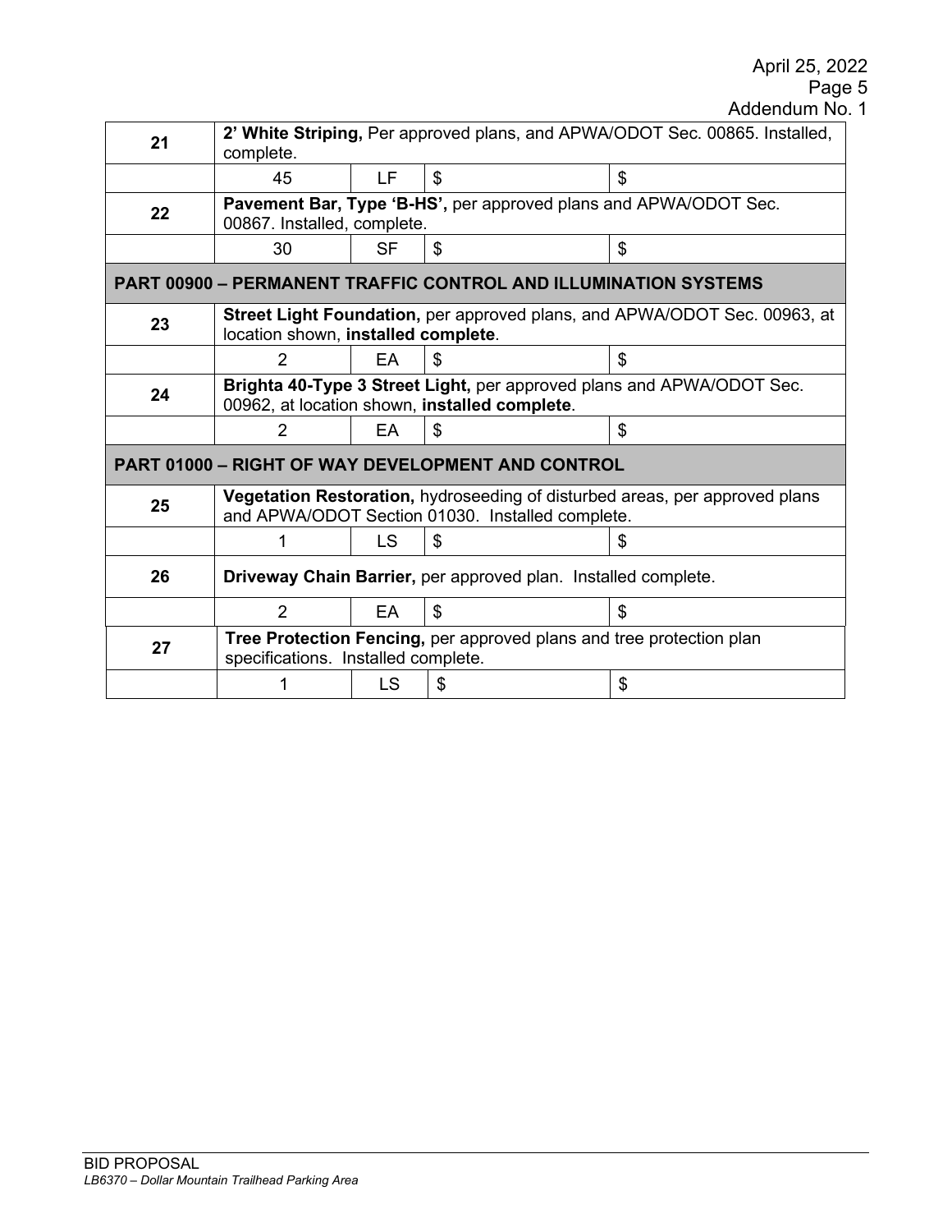| | | | | |
|---|---|---|---|---|
| **21** | **2' White Striping,** Per approved plans, and APWA/ODOT Sec. 00865. Installed, complete. | | | |
| | 45 | LF | $ | $ |
| **22** | **Pavement Bar, Type 'B-HS',** per approved plans and APWA/ODOT Sec. 00867. Installed, complete. | | | |
| | 30 | SF | $ | $ |
| **PART 00900 – PERMANENT TRAFFIC CONTROL AND ILLUMINATION SYSTEMS** | | | | |
| **23** | **Street Light Foundation,** per approved plans, and APWA/ODOT Sec. 00963, at location shown, **installed complete**. | | | |
| | 2 | EA | $ | $ |
| **24** | **Brighta 40-Type 3 Street Light,** per approved plans and APWA/ODOT Sec. 00962, at location shown, **installed complete**. | | | |
| | 2 | EA | $ | $ |
| **PART 01000 – RIGHT OF WAY DEVELOPMENT AND CONTROL** | | | | |
| **25** | **Vegetation Restoration,** hydroseeding of disturbed areas, per approved plans and APWA/ODOT Section 01030. Installed complete. | | | |
| | 1 | LS | $ | $ |
| **26** | **Driveway Chain Barrier,** per approved plan. Installed complete. | | | |
| | 2 | EA | $ | $ |
| **27** | **Tree Protection Fencing,** per approved plans and tree protection plan specifications. Installed complete. | | | |
| | 1 | LS | $ | $ |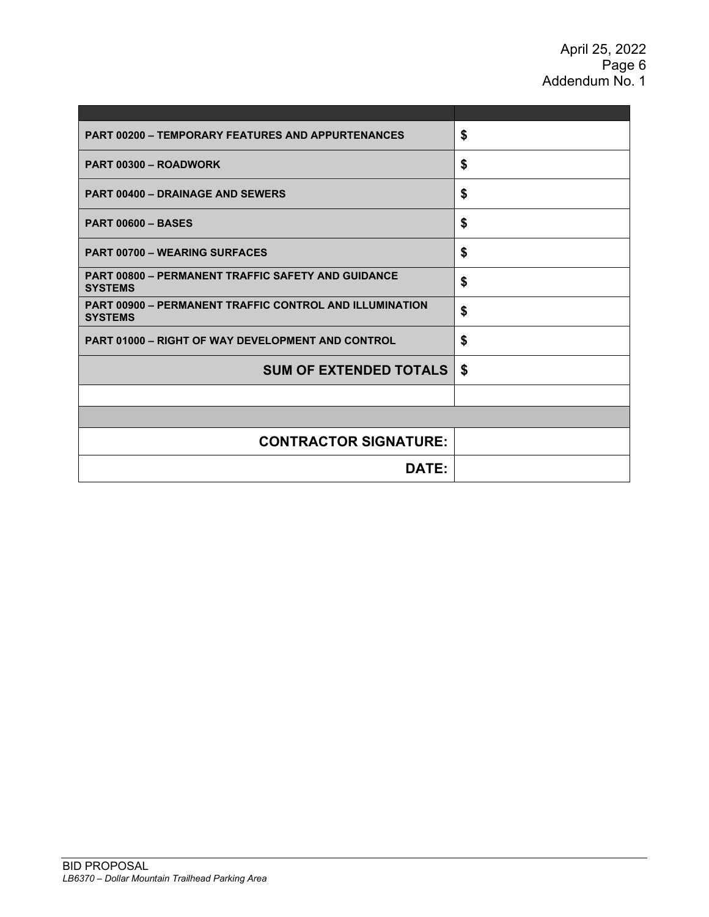| | |
|---|---|
| **PART 00200 – TEMPORARY FEATURES AND APPURTENANCES** | **$** |
| **PART 00300 – ROADWORK** | **$** |
| **PART 00400 – DRAINAGE AND SEWERS** | **$** |
| **PART 00600 – BASES** | **$** |
| **PART 00700 – WEARING SURFACES** | **$** |
| **PART 00800 – PERMANENT TRAFFIC SAFETY AND GUIDANCE SYSTEMS** | **$** |
| **PART 00900 – PERMANENT TRAFFIC CONTROL AND ILLUMINATION SYSTEMS** | **$** |
| **PART 01000 – RIGHT OF WAY DEVELOPMENT AND CONTROL** | **$** |
| **SUM OF EXTENDED TOTALS** | **$** |
| | |
| | |
| **CONTRACTOR SIGNATURE:** | |
| **DATE:** | |